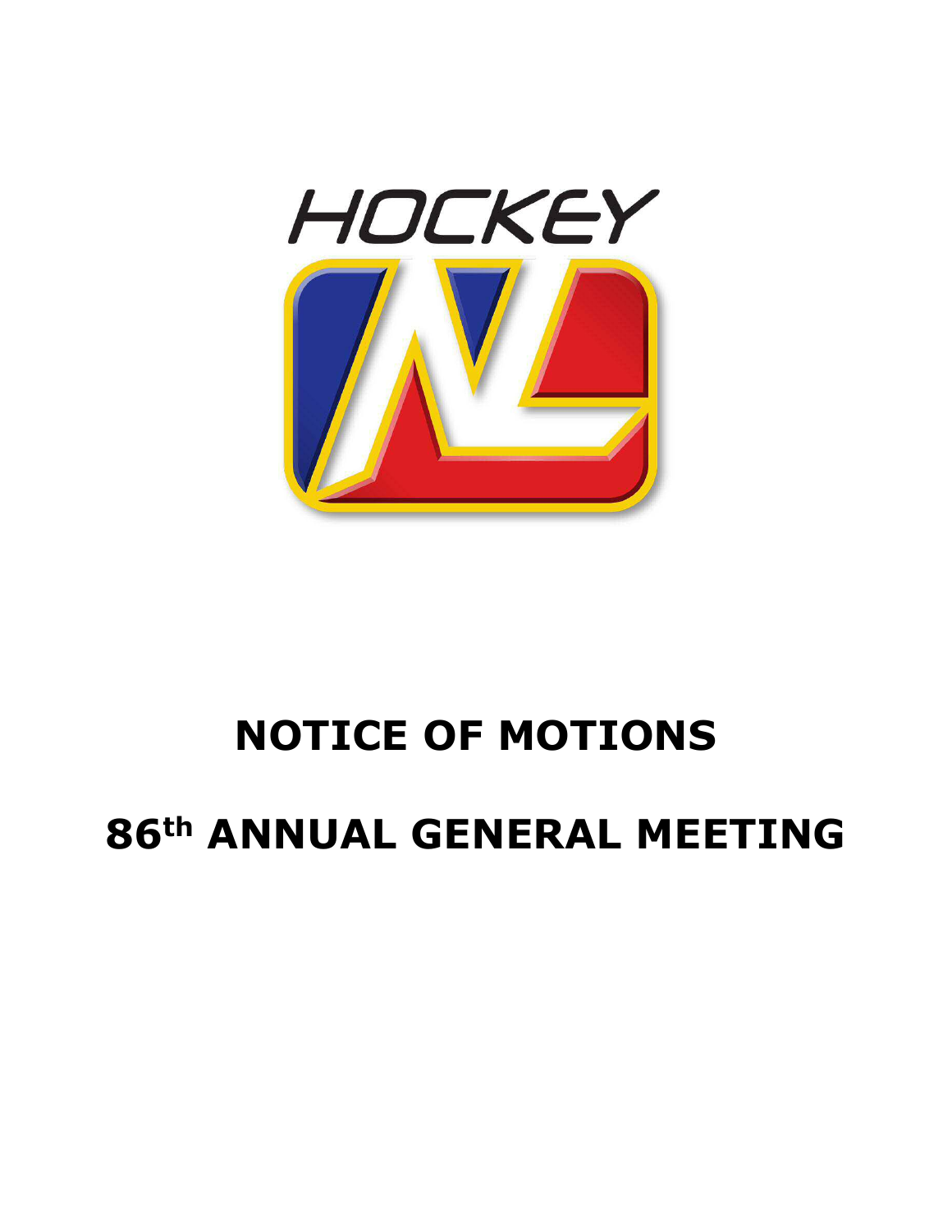# NOTICE OF MOTIONS

# 86th ANNUAL GENERAL MEETING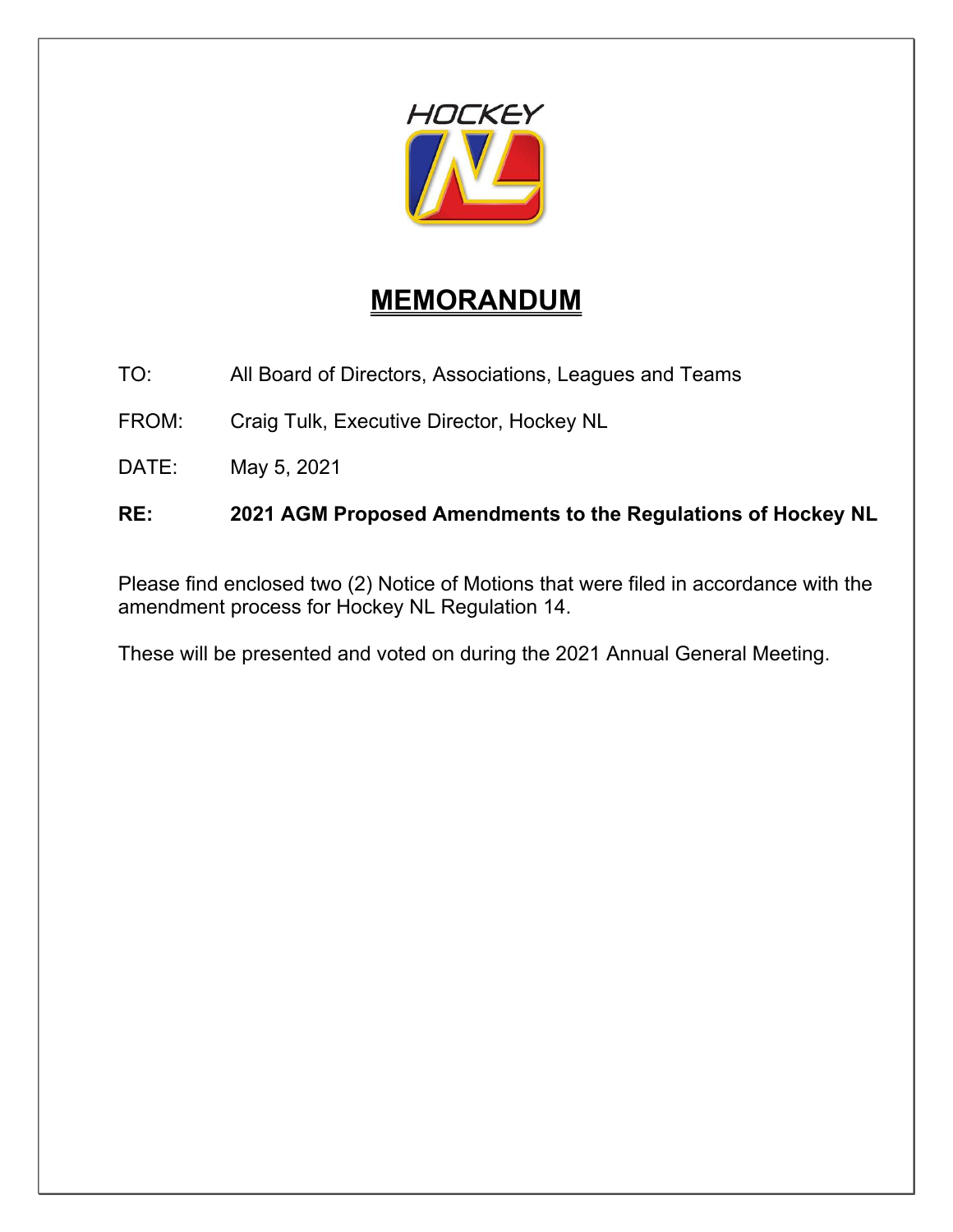# MEMORANDUM

TO: All Board of Directors, Associations, Leagues and Teams

FROM: Craig Tulk, Executive Director, Hockey NL

DATE: May 5, 2021

**RE: 2021 AGM Proposed Amendments to the Regulations of Hockey NL**

Please find enclosed two (2) Notice of Motions that were filed in accordance with the amendment process for Hockey NL Regulation 14.

These will be presented and voted on during the 2021 Annual General Meeting.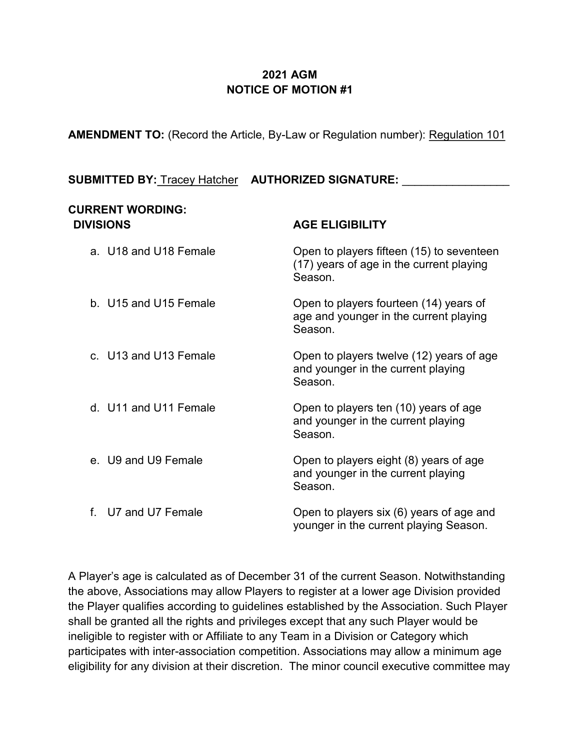**2021 AGM**
**NOTICE OF MOTION #1**

**AMENDMENT TO:** (Record the Article, By-Law or Regulation number): Regulation 101

**SUBMITTED BY:** Tracey Hatcher **AUTHORIZED SIGNATURE:** _________________

**CURRENT WORDING:**

| DIVISIONS | AGE ELIGIBILITY |
| --- | --- |
| a. U18 and U18 Female | Open to players fifteen (15) to seventeen (17) years of age in the current playing Season. |
| b. U15 and U15 Female | Open to players fourteen (14) years of age and younger in the current playing Season. |
| c. U13 and U13 Female | Open to players twelve (12) years of age and younger in the current playing Season. |
| d. U11 and U11 Female | Open to players ten (10) years of age and younger in the current playing Season. |
| e. U9 and U9 Female | Open to players eight (8) years of age and younger in the current playing Season. |
| f. U7 and U7 Female | Open to players six (6) years of age and younger in the current playing Season. |

A Player's age is calculated as of December 31 of the current Season. Notwithstanding the above, Associations may allow Players to register at a lower age Division provided the Player qualifies according to guidelines established by the Association. Such Player shall be granted all the rights and privileges except that any such Player would be ineligible to register with or Affiliate to any Team in a Division or Category which participates with inter-association competition. Associations may allow a minimum age eligibility for any division at their discretion. The minor council executive committee may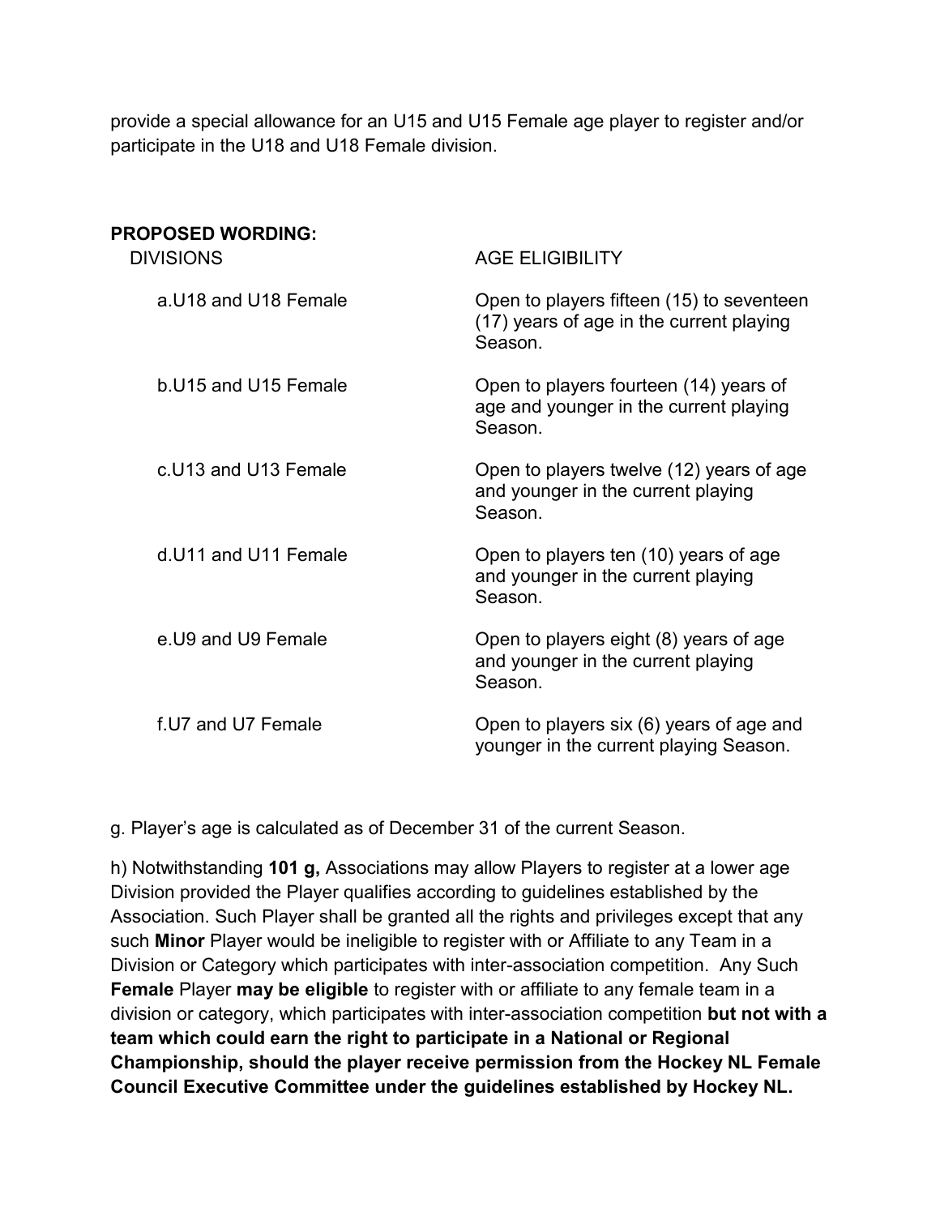provide a special allowance for an U15 and U15 Female age player to register and/or participate in the U18 and U18 Female division.

**PROPOSED WORDING:**

| DIVISIONS | AGE ELIGIBILITY |
| --- | --- |
| a.U18 and U18 Female | Open to players fifteen (15) to seventeen (17) years of age in the current playing Season. |
| b.U15 and U15 Female | Open to players fourteen (14) years of age and younger in the current playing Season. |
| c.U13 and U13 Female | Open to players twelve (12) years of age and younger in the current playing Season. |
| d.U11 and U11 Female | Open to players ten (10) years of age and younger in the current playing Season. |
| e.U9 and U9 Female | Open to players eight (8) years of age and younger in the current playing Season. |
| f.U7 and U7 Female | Open to players six (6) years of age and younger in the current playing Season. |

g. Player's age is calculated as of December 31 of the current Season.

h) Notwithstanding **101 g,** Associations may allow Players to register at a lower age Division provided the Player qualifies according to guidelines established by the Association. Such Player shall be granted all the rights and privileges except that any such **Minor** Player would be ineligible to register with or Affiliate to any Team in a Division or Category which participates with inter-association competition. Any Such **Female** Player **may be eligible** to register with or affiliate to any female team in a division or category, which participates with inter-association competition **but not with a team which could earn the right to participate in a National or Regional Championship, should the player receive permission from the Hockey NL Female Council Executive Committee under the guidelines established by Hockey NL.**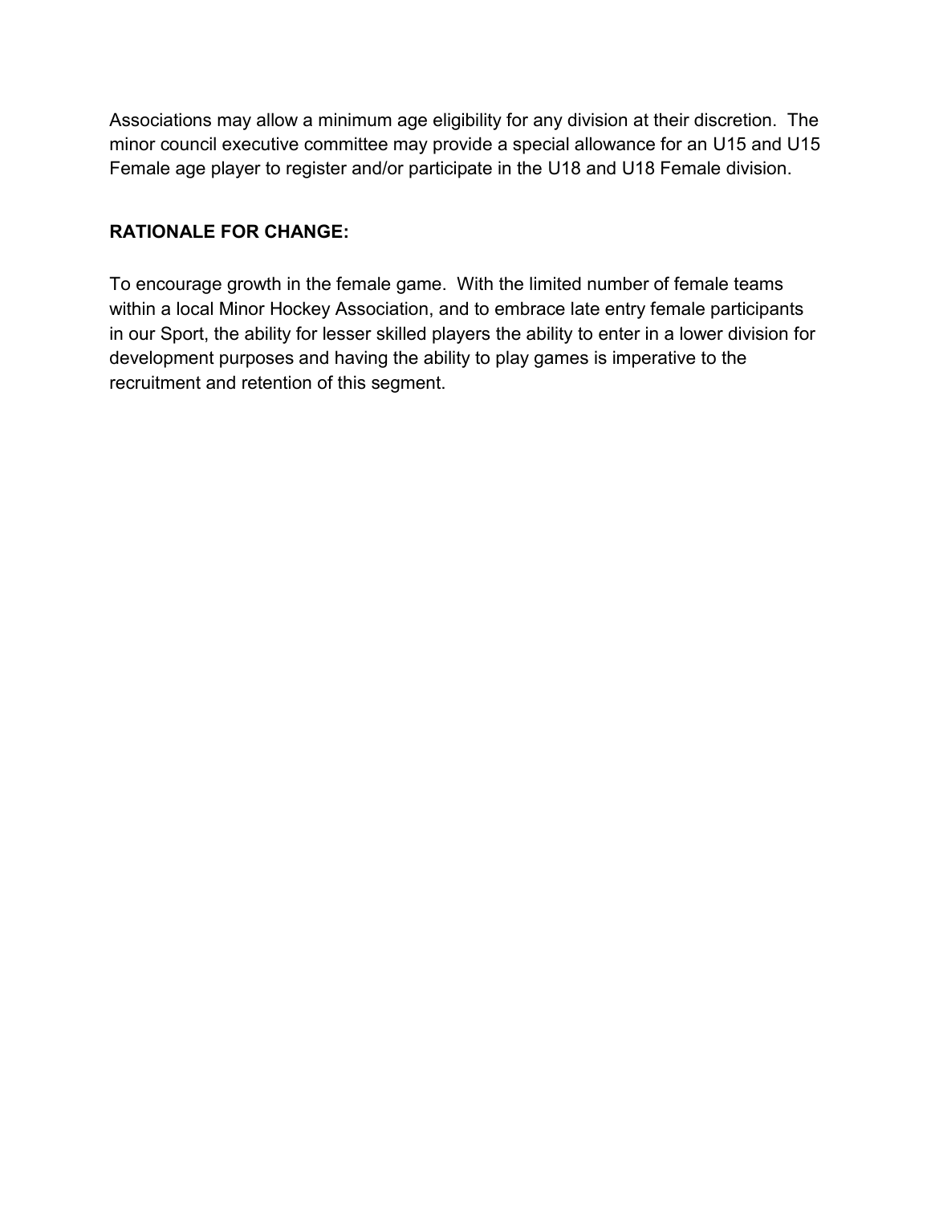Associations may allow a minimum age eligibility for any division at their discretion. The minor council executive committee may provide a special allowance for an U15 and U15 Female age player to register and/or participate in the U18 and U18 Female division.

**RATIONALE FOR CHANGE:**

To encourage growth in the female game. With the limited number of female teams within a local Minor Hockey Association, and to embrace late entry female participants in our Sport, the ability for lesser skilled players the ability to enter in a lower division for development purposes and having the ability to play games is imperative to the recruitment and retention of this segment.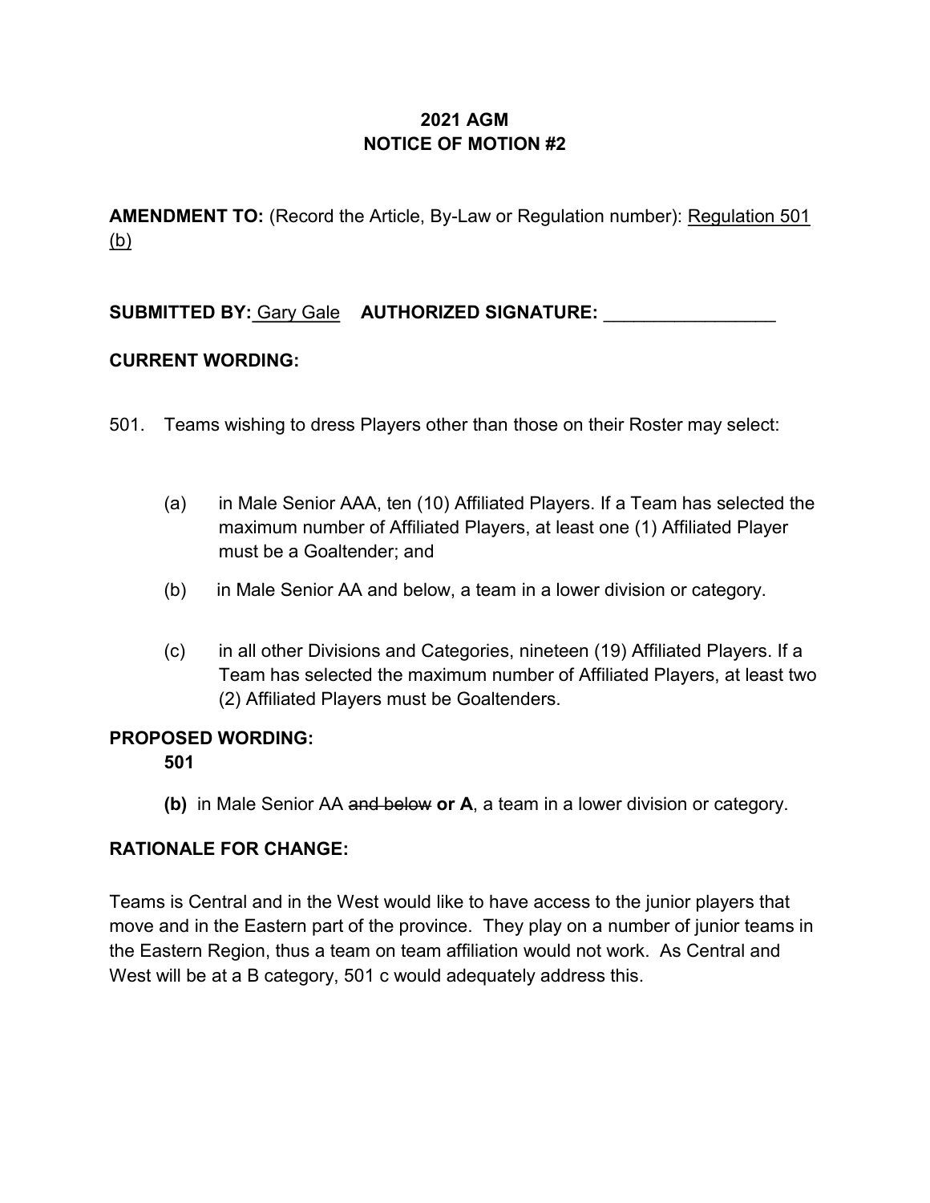# 2021 AGM
# NOTICE OF MOTION #2

**AMENDMENT TO:** (Record the Article, By-Law or Regulation number): Regulation 501 (b)

**SUBMITTED BY:** Gary Gale **AUTHORIZED SIGNATURE:** _________________

**CURRENT WORDING:**

501. Teams wishing to dress Players other than those on their Roster may select:

(a) in Male Senior AAA, ten (10) Affiliated Players. If a Team has selected the maximum number of Affiliated Players, at least one (1) Affiliated Player must be a Goaltender; and

(b) in Male Senior AA and below, a team in a lower division or category.

(c) in all other Divisions and Categories, nineteen (19) Affiliated Players. If a Team has selected the maximum number of Affiliated Players, at least two (2) Affiliated Players must be Goaltenders.

**PROPOSED WORDING:**

**501**

**(b)** in Male Senior AA ~~and below~~ **or A**, a team in a lower division or category.

**RATIONALE FOR CHANGE:**

Teams is Central and in the West would like to have access to the junior players that move and in the Eastern part of the province. They play on a number of junior teams in the Eastern Region, thus a team on team affiliation would not work. As Central and West will be at a B category, 501 c would adequately address this.